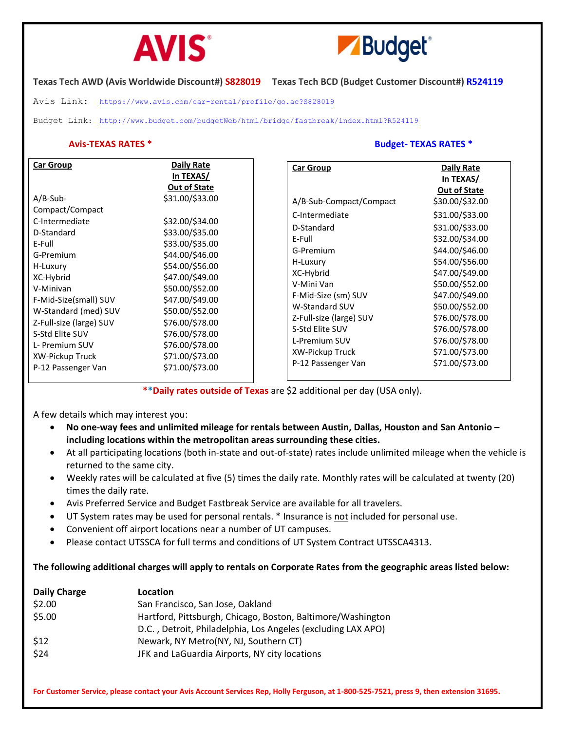AVIS Budget

**Texas Tech AWD (Avis Worldwide Discount#) S828019  Texas Tech BCD (Budget Customer Discount#) R524119**

Avis Link: https://www.avis.com/car-rental/profile/go.ac?S828019

Budget Link: http://www.budget.com/budgetWeb/html/bridge/fastbreak/index.html?R524119

**Avis-TEXAS RATES ***

| Car Group | Daily Rate In TEXAS/ Out of State |
|---|---|
| A/B-Sub-Compact/Compact | $31.00/$33.00 |
| C-Intermediate | $32.00/$34.00 |
| D-Standard | $33.00/$35.00 |
| E-Full | $33.00/$35.00 |
| G-Premium | $44.00/$46.00 |
| H-Luxury | $54.00/$56.00 |
| XC-Hybrid | $47.00/$49.00 |
| V-Minivan | $50.00/$52.00 |
| F-Mid-Size(small) SUV | $47.00/$49.00 |
| W-Standard (med) SUV | $50.00/$52.00 |
| Z-Full-size (large) SUV | $76.00/$78.00 |
| S-Std Elite SUV | $76.00/$78.00 |
| L- Premium SUV | $76.00/$78.00 |
| XW-Pickup Truck | $71.00/$73.00 |
| P-12 Passenger Van | $71.00/$73.00 |

**Budget- TEXAS RATES ***

| Car Group | Daily Rate In TEXAS/ Out of State |
|---|---|
| A/B-Sub-Compact/Compact | $30.00/$32.00 |
| C-Intermediate | $31.00/$33.00 |
| D-Standard | $31.00/$33.00 |
| E-Full | $32.00/$34.00 |
| G-Premium | $44.00/$46.00 |
| H-Luxury | $54.00/$56.00 |
| XC-Hybrid | $47.00/$49.00 |
| V-Mini Van | $50.00/$52.00 |
| F-Mid-Size (sm) SUV | $47.00/$49.00 |
| W-Standard SUV | $50.00/$52.00 |
| Z-Full-size (large) SUV | $76.00/$78.00 |
| S-Std Elite SUV | $76.00/$78.00 |
| L-Premium SUV | $76.00/$78.00 |
| XW-Pickup Truck | $71.00/$73.00 |
| P-12 Passenger Van | $71.00/$73.00 |

****Daily rates outside of Texas** are $2 additional per day (USA only).

A few details which may interest you:

- **No one-way fees and unlimited mileage for rentals between Austin, Dallas, Houston and San Antonio – including locations within the metropolitan areas surrounding these cities.**
- At all participating locations (both in-state and out-of-state) rates include unlimited mileage when the vehicle is returned to the same city.
- Weekly rates will be calculated at five (5) times the daily rate. Monthly rates will be calculated at twenty (20) times the daily rate.
- Avis Preferred Service and Budget Fastbreak Service are available for all travelers.
- UT System rates may be used for personal rentals. * Insurance is not included for personal use.
- Convenient off airport locations near a number of UT campuses.
- Please contact UTSSCA for full terms and conditions of UT System Contract UTSSCA4313.

**The following additional charges will apply to rentals on Corporate Rates from the geographic areas listed below:**

| Daily Charge | Location |
|---|---|
| $2.00 | San Francisco, San Jose, Oakland |
| $5.00 | Hartford, Pittsburgh, Chicago, Boston, Baltimore/Washington D.C. , Detroit, Philadelphia, Los Angeles (excluding LAX APO) |
| $12 | Newark, NY Metro(NY, NJ, Southern CT) |
| $24 | JFK and LaGuardia Airports, NY city locations |

**For Customer Service, please contact your Avis Account Services Rep, Holly Ferguson, at 1-800-525-7521, press 9, then extension 31695.**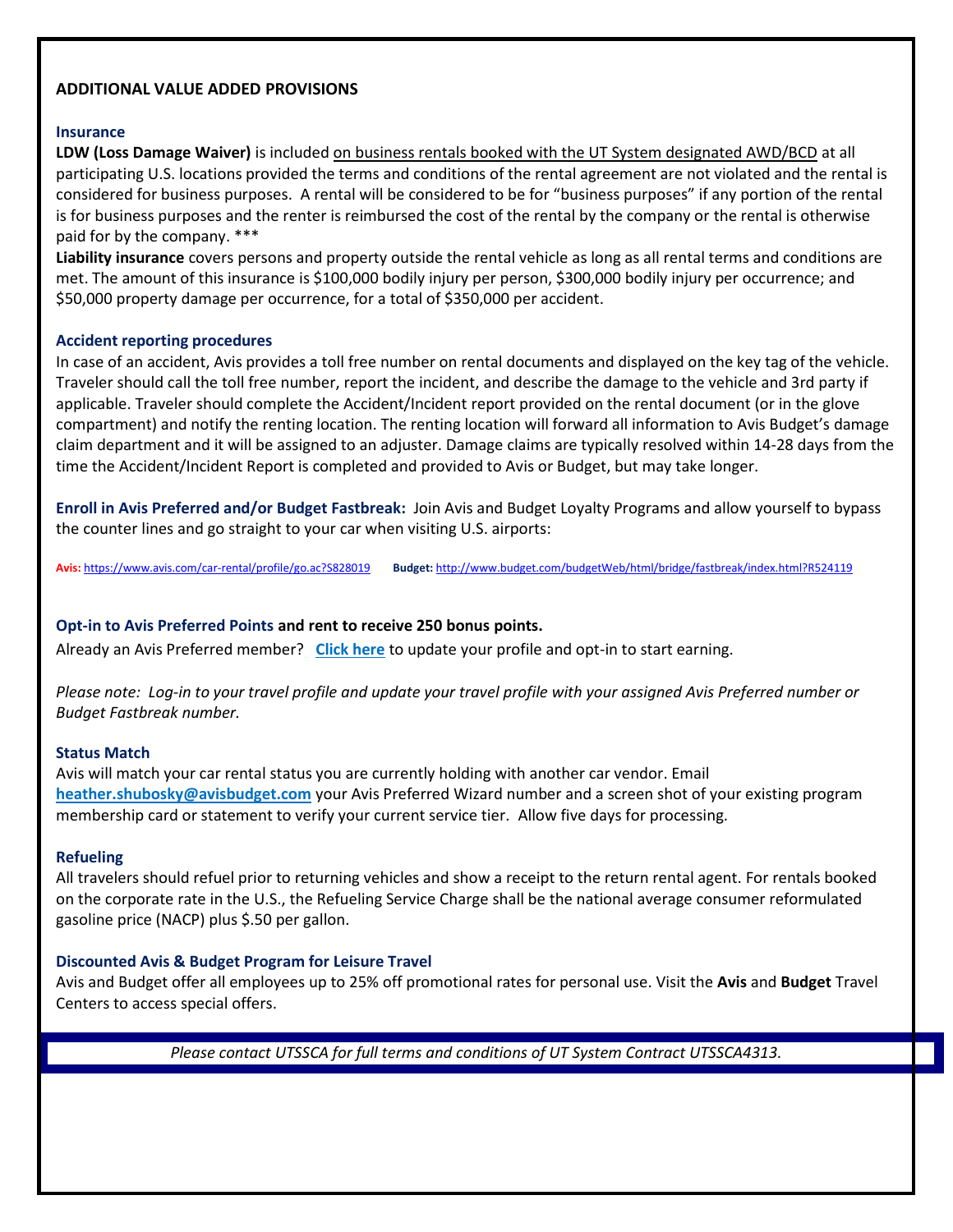## ADDITIONAL VALUE ADDED PROVISIONS

### Insurance

**LDW (Loss Damage Waiver)** is included on business rentals booked with the UT System designated AWD/BCD at all participating U.S. locations provided the terms and conditions of the rental agreement are not violated and the rental is considered for business purposes. A rental will be considered to be for "business purposes" if any portion of the rental is for business purposes and the renter is reimbursed the cost of the rental by the company or the rental is otherwise paid for by the company. ***

**Liability insurance** covers persons and property outside the rental vehicle as long as all rental terms and conditions are met. The amount of this insurance is $100,000 bodily injury per person, $300,000 bodily injury per occurrence; and $50,000 property damage per occurrence, for a total of $350,000 per accident.

### Accident reporting procedures

In case of an accident, Avis provides a toll free number on rental documents and displayed on the key tag of the vehicle. Traveler should call the toll free number, report the incident, and describe the damage to the vehicle and 3rd party if applicable. Traveler should complete the Accident/Incident report provided on the rental document (or in the glove compartment) and notify the renting location. The renting location will forward all information to Avis Budget's damage claim department and it will be assigned to an adjuster. Damage claims are typically resolved within 14-28 days from the time the Accident/Incident Report is completed and provided to Avis or Budget, but may take longer.

**Enroll in Avis Preferred and/or Budget Fastbreak:** Join Avis and Budget Loyalty Programs and allow yourself to bypass the counter lines and go straight to your car when visiting U.S. airports:

**Avis:** https://www.avis.com/car-rental/profile/go.ac?S828019 **Budget:** http://www.budget.com/budgetWeb/html/bridge/fastbreak/index.html?R524119

**Opt-in to Avis Preferred Points and rent to receive 250 bonus points.**

Already an Avis Preferred member? **Click here** to update your profile and opt-in to start earning.

*Please note: Log-in to your travel profile and update your travel profile with your assigned Avis Preferred number or Budget Fastbreak number.*

### Status Match

Avis will match your car rental status you are currently holding with another car vendor. Email **heather.shubosky@avisbudget.com** your Avis Preferred Wizard number and a screen shot of your existing program membership card or statement to verify your current service tier. Allow five days for processing.

### Refueling

All travelers should refuel prior to returning vehicles and show a receipt to the return rental agent. For rentals booked on the corporate rate in the U.S., the Refueling Service Charge shall be the national average consumer reformulated gasoline price (NACP) plus $.50 per gallon.

### Discounted Avis & Budget Program for Leisure Travel

Avis and Budget offer all employees up to 25% off promotional rates for personal use. Visit the **Avis** and **Budget** Travel Centers to access special offers.

*Please contact UTSSCA for full terms and conditions of UT System Contract UTSSCA4313.*